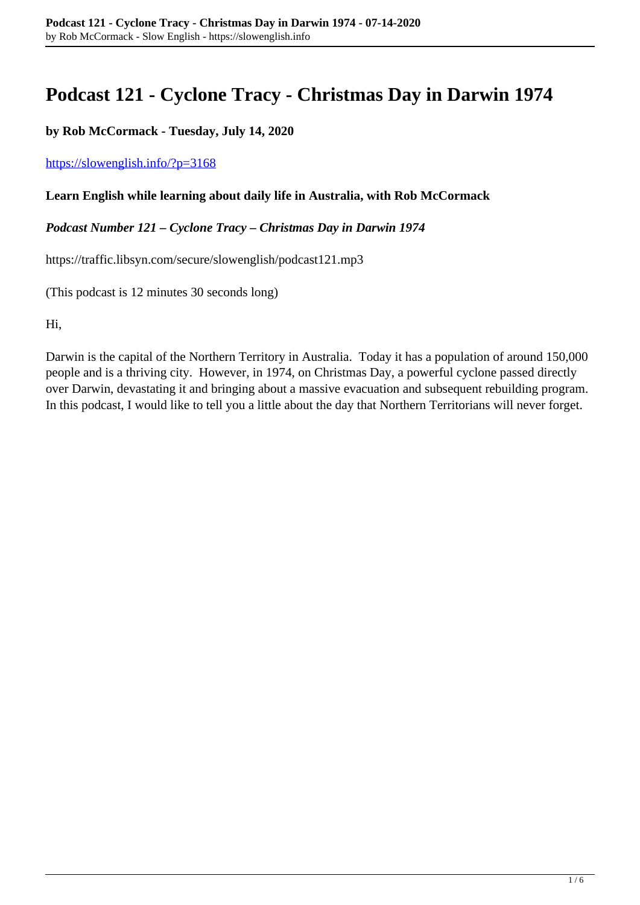# Podcast 121 - Cyclone Tracy - Christmas Day in Darwin 1974

**by Rob McCormack - Tuesday, July 14, 2020**

[https://slowenglish.info/?p=3168](https://slowenglish.info/?p=3168)

**Learn English while learning about daily life in Australia, with Rob McCormack**

***Podcast Number 121 – Cyclone Tracy – Christmas Day in Darwin 1974***

https://traffic.libsyn.com/secure/slowenglish/podcast121.mp3

(This podcast is 12 minutes 30 seconds long)

Hi,

Darwin is the capital of the Northern Territory in Australia. Today it has a population of around 150,000 people and is a thriving city. However, in 1974, on Christmas Day, a powerful cyclone passed directly over Darwin, devastating it and bringing about a massive evacuation and subsequent rebuilding program. In this podcast, I would like to tell you a little about the day that Northern Territorians will never forget.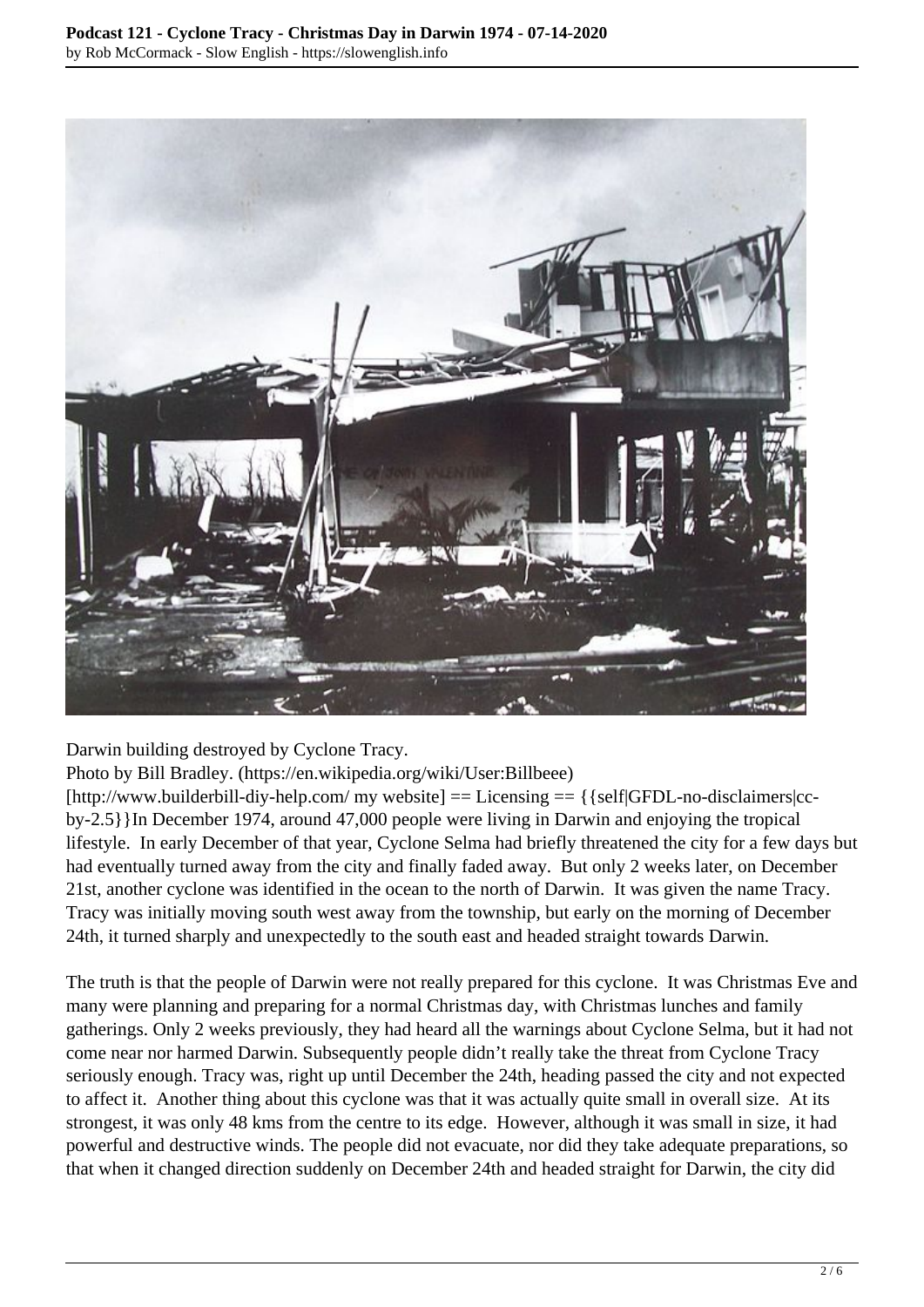Darwin building destroyed by Cyclone Tracy.

Photo by Bill Bradley. (https://en.wikipedia.org/wiki/User:Billbeee)

[http://www.builderbill-diy-help.com/ my website] == Licensing == {{self|GFDL-no-disclaimers|cc-by-2.5}}In December 1974, around 47,000 people were living in Darwin and enjoying the tropical lifestyle. In early December of that year, Cyclone Selma had briefly threatened the city for a few days but had eventually turned away from the city and finally faded away. But only 2 weeks later, on December 21st, another cyclone was identified in the ocean to the north of Darwin. It was given the name Tracy. Tracy was initially moving south west away from the township, but early on the morning of December 24th, it turned sharply and unexpectedly to the south east and headed straight towards Darwin.

The truth is that the people of Darwin were not really prepared for this cyclone. It was Christmas Eve and many were planning and preparing for a normal Christmas day, with Christmas lunches and family gatherings. Only 2 weeks previously, they had heard all the warnings about Cyclone Selma, but it had not come near nor harmed Darwin. Subsequently people didn't really take the threat from Cyclone Tracy seriously enough. Tracy was, right up until December the 24th, heading passed the city and not expected to affect it. Another thing about this cyclone was that it was actually quite small in overall size. At its strongest, it was only 48 kms from the centre to its edge. However, although it was small in size, it had powerful and destructive winds. The people did not evacuate, nor did they take adequate preparations, so that when it changed direction suddenly on December 24th and headed straight for Darwin, the city did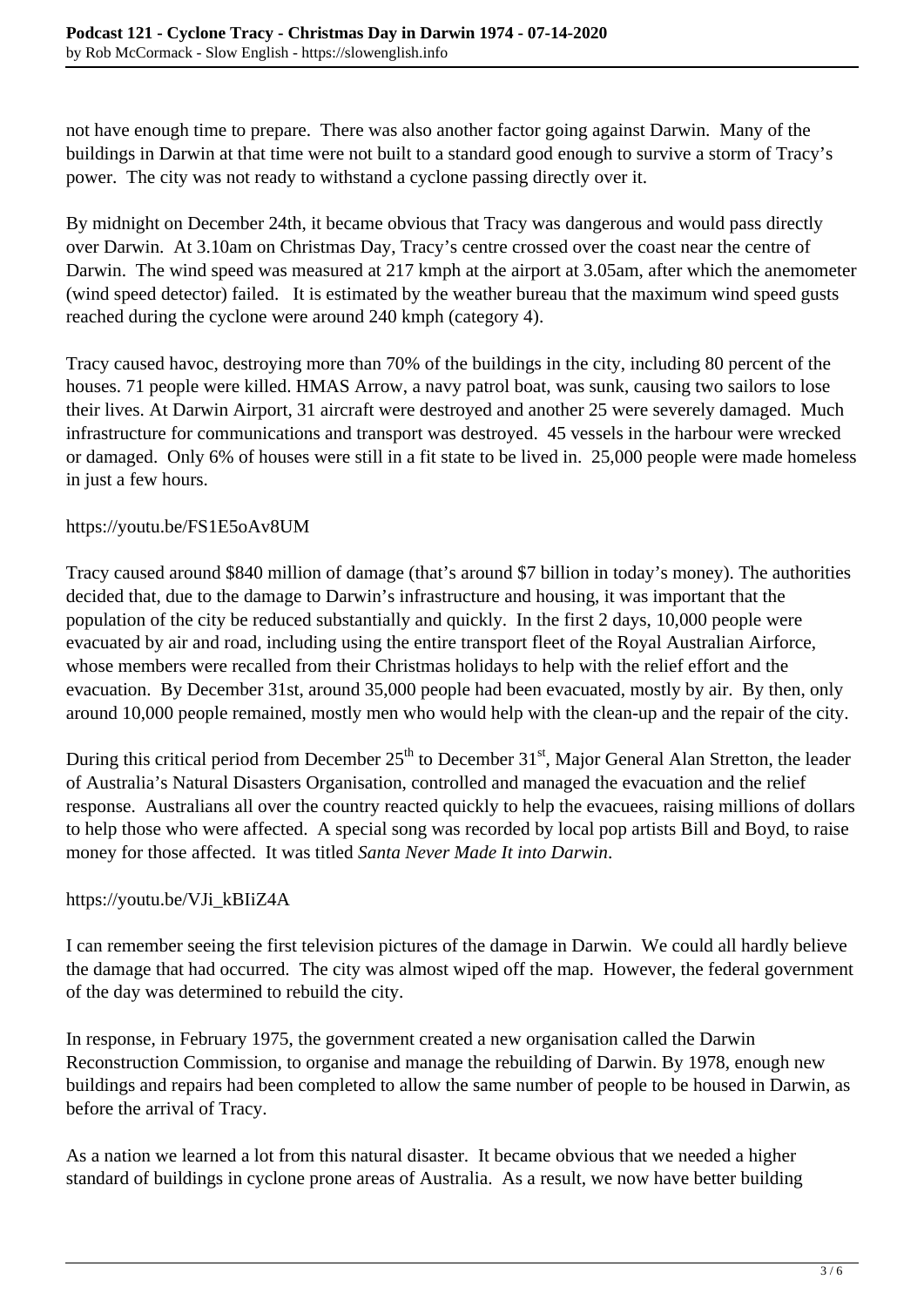not have enough time to prepare. There was also another factor going against Darwin. Many of the buildings in Darwin at that time were not built to a standard good enough to survive a storm of Tracy's power. The city was not ready to withstand a cyclone passing directly over it.

By midnight on December 24th, it became obvious that Tracy was dangerous and would pass directly over Darwin. At 3.10am on Christmas Day, Tracy's centre crossed over the coast near the centre of Darwin. The wind speed was measured at 217 kmph at the airport at 3.05am, after which the anemometer (wind speed detector) failed. It is estimated by the weather bureau that the maximum wind speed gusts reached during the cyclone were around 240 kmph (category 4).

Tracy caused havoc, destroying more than 70% of the buildings in the city, including 80 percent of the houses. 71 people were killed. HMAS Arrow, a navy patrol boat, was sunk, causing two sailors to lose their lives. At Darwin Airport, 31 aircraft were destroyed and another 25 were severely damaged. Much infrastructure for communications and transport was destroyed. 45 vessels in the harbour were wrecked or damaged. Only 6% of houses were still in a fit state to be lived in. 25,000 people were made homeless in just a few hours.

https://youtu.be/FS1E5oAv8UM

Tracy caused around $840 million of damage (that's around $7 billion in today's money). The authorities decided that, due to the damage to Darwin's infrastructure and housing, it was important that the population of the city be reduced substantially and quickly. In the first 2 days, 10,000 people were evacuated by air and road, including using the entire transport fleet of the Royal Australian Airforce, whose members were recalled from their Christmas holidays to help with the relief effort and the evacuation. By December 31st, around 35,000 people had been evacuated, mostly by air. By then, only around 10,000 people remained, mostly men who would help with the clean-up and the repair of the city.

During this critical period from December 25th to December 31st, Major General Alan Stretton, the leader of Australia's Natural Disasters Organisation, controlled and managed the evacuation and the relief response. Australians all over the country reacted quickly to help the evacuees, raising millions of dollars to help those who were affected. A special song was recorded by local pop artists Bill and Boyd, to raise money for those affected. It was titled *Santa Never Made It into Darwin*.

https://youtu.be/VJi_kBIiZ4A

I can remember seeing the first television pictures of the damage in Darwin. We could all hardly believe the damage that had occurred. The city was almost wiped off the map. However, the federal government of the day was determined to rebuild the city.

In response, in February 1975, the government created a new organisation called the Darwin Reconstruction Commission, to organise and manage the rebuilding of Darwin. By 1978, enough new buildings and repairs had been completed to allow the same number of people to be housed in Darwin, as before the arrival of Tracy.

As a nation we learned a lot from this natural disaster. It became obvious that we needed a higher standard of buildings in cyclone prone areas of Australia. As a result, we now have better building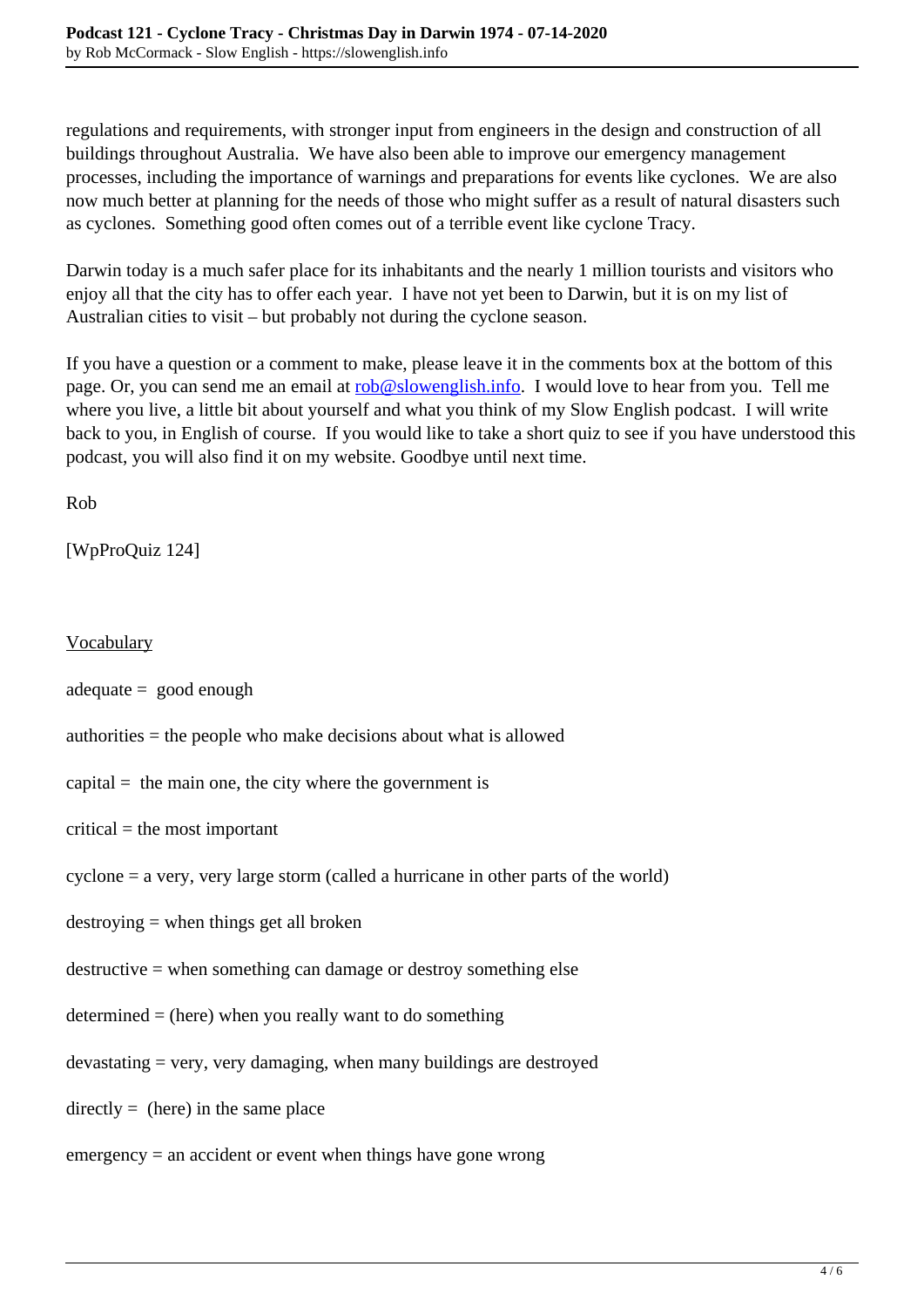regulations and requirements, with stronger input from engineers in the design and construction of all buildings throughout Australia. We have also been able to improve our emergency management processes, including the importance of warnings and preparations for events like cyclones. We are also now much better at planning for the needs of those who might suffer as a result of natural disasters such as cyclones. Something good often comes out of a terrible event like cyclone Tracy.

Darwin today is a much safer place for its inhabitants and the nearly 1 million tourists and visitors who enjoy all that the city has to offer each year. I have not yet been to Darwin, but it is on my list of Australian cities to visit – but probably not during the cyclone season.

If you have a question or a comment to make, please leave it in the comments box at the bottom of this page. Or, you can send me an email at rob@slowenglish.info. I would love to hear from you. Tell me where you live, a little bit about yourself and what you think of my Slow English podcast. I will write back to you, in English of course. If you would like to take a short quiz to see if you have understood this podcast, you will also find it on my website. Goodbye until next time.

Rob

[WpProQuiz 124]

Vocabulary

adequate = good enough

authorities = the people who make decisions about what is allowed

capital = the main one, the city where the government is

critical = the most important

cyclone = a very, very large storm (called a hurricane in other parts of the world)

destroying = when things get all broken

destructive = when something can damage or destroy something else

determined = (here) when you really want to do something

devastating = very, very damaging, when many buildings are destroyed

directly = (here) in the same place

emergency = an accident or event when things have gone wrong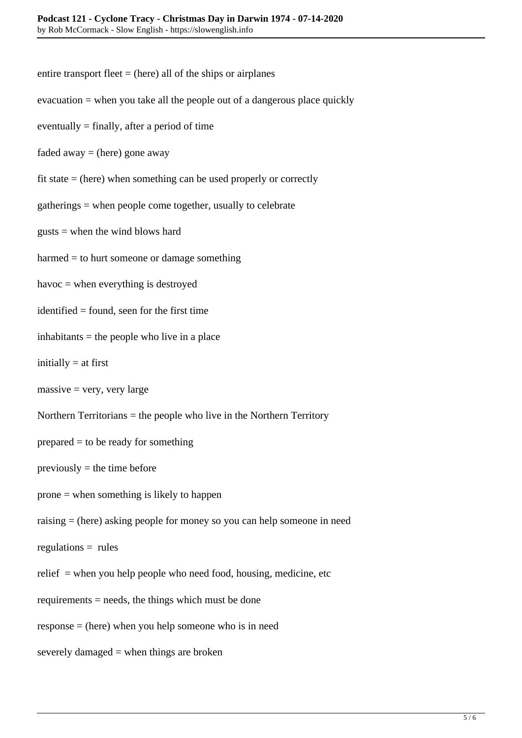entire transport fleet = (here) all of the ships or airplanes

evacuation = when you take all the people out of a dangerous place quickly

eventually = finally, after a period of time

faded away = (here) gone away

fit state = (here) when something can be used properly or correctly

gatherings = when people come together, usually to celebrate

gusts = when the wind blows hard

harmed = to hurt someone or damage something

havoc = when everything is destroyed

identified = found, seen for the first time

inhabitants = the people who live in a place

initially = at first

massive = very, very large

Northern Territorians = the people who live in the Northern Territory

prepared = to be ready for something

previously = the time before

prone = when something is likely to happen

raising = (here) asking people for money so you can help someone in need

regulations = rules

relief = when you help people who need food, housing, medicine, etc

requirements = needs, the things which must be done

response = (here) when you help someone who is in need

severely damaged = when things are broken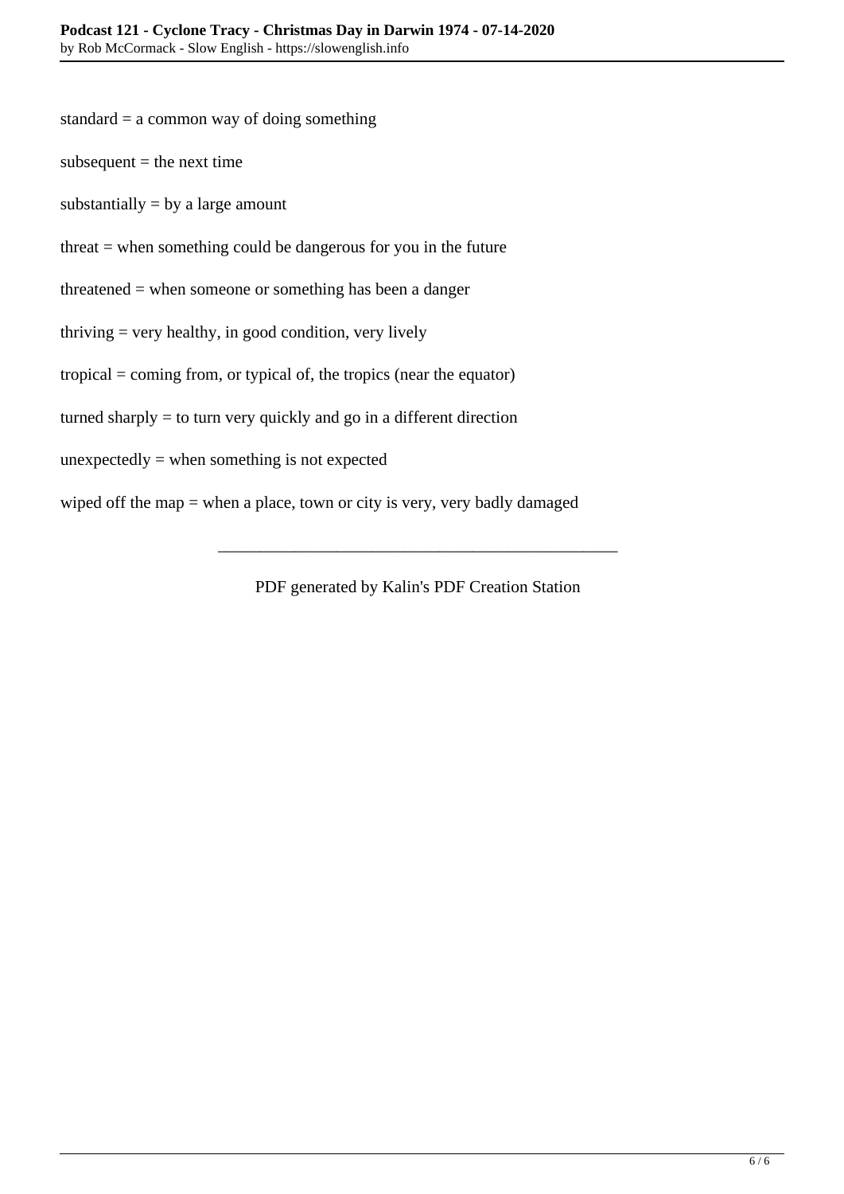standard = a common way of doing something

subsequent = the next time

substantially = by a large amount

threat = when something could be dangerous for you in the future

threatened = when someone or something has been a danger

thriving = very healthy, in good condition, very lively

tropical = coming from, or typical of, the tropics (near the equator)

turned sharply = to turn very quickly and go in a different direction

unexpectedly = when something is not expected

wiped off the map = when a place, town or city is very, very badly damaged

---

PDF generated by Kalin's PDF Creation Station